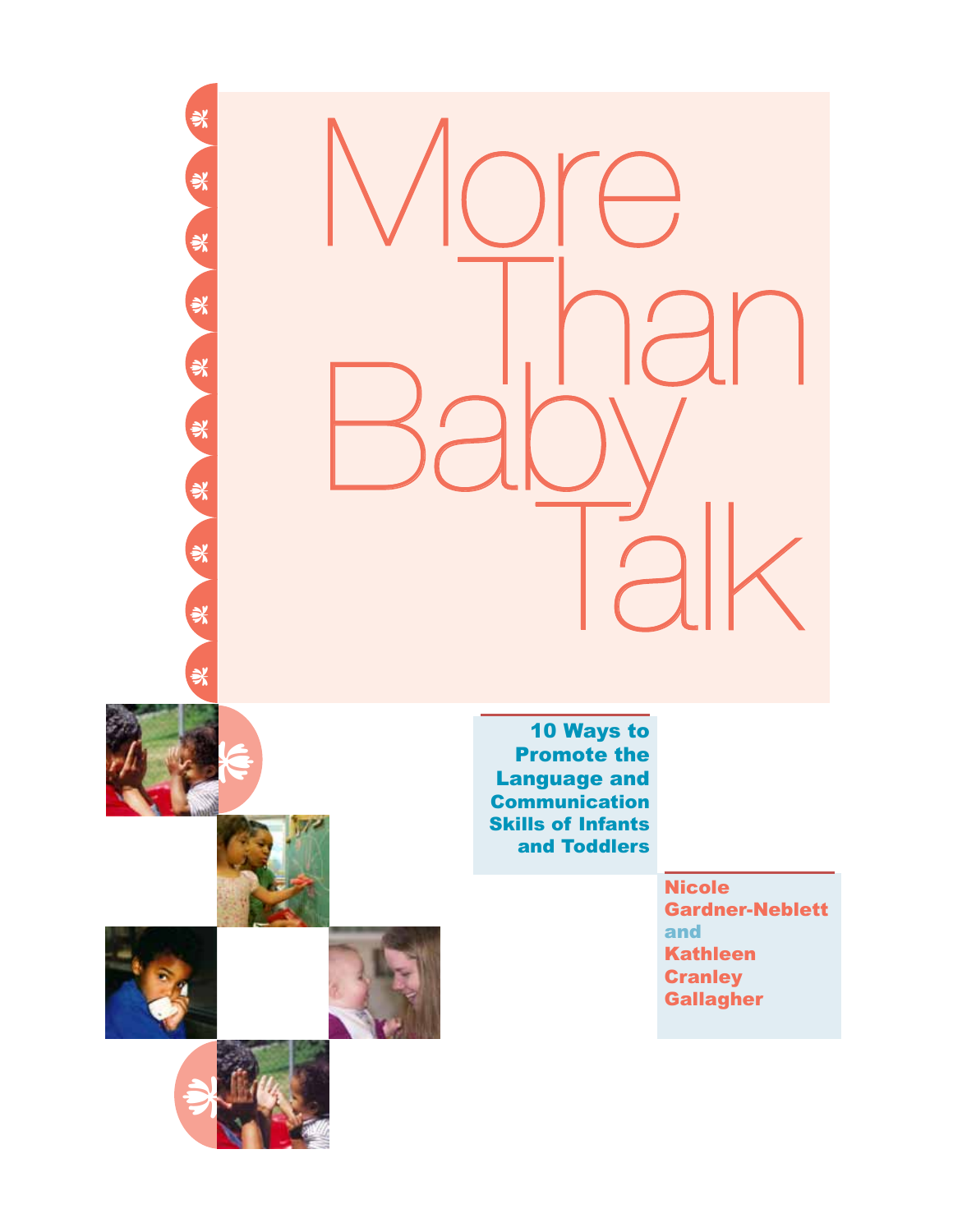# More Than Baby Talk

## 10 Ways to Promote the Language and Communication Skills of Infants and Toddlers

**Nicole Gardner-Neblett and Kathleen Cranley Gallagher**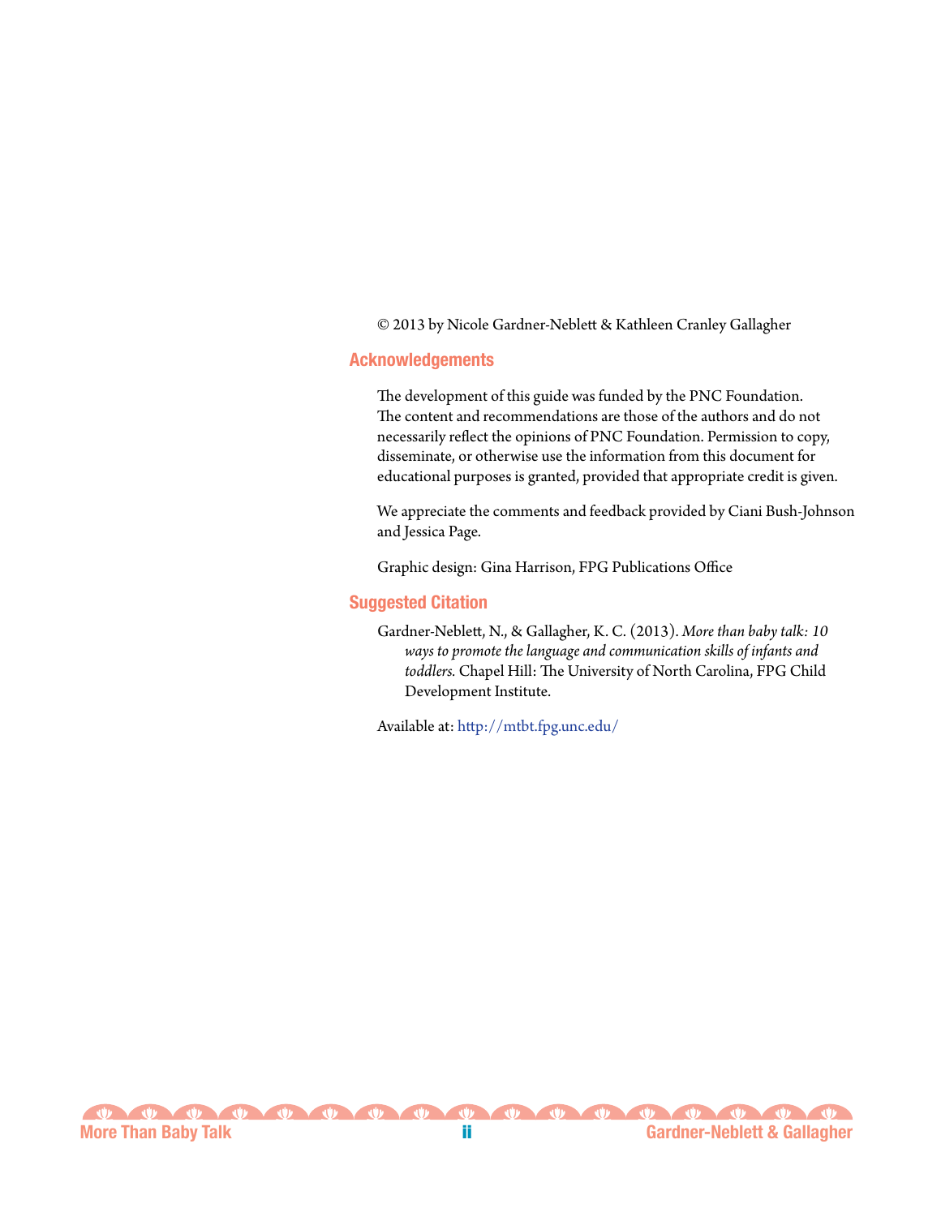© 2013 by Nicole Gardner-Neblett & Kathleen Cranley Gallagher

## Acknowledgements

The development of this guide was funded by the PNC Foundation. The content and recommendations are those of the authors and do not necessarily reflect the opinions of PNC Foundation. Permission to copy, disseminate, or otherwise use the information from this document for educational purposes is granted, provided that appropriate credit is given.

We appreciate the comments and feedback provided by Ciani Bush-Johnson and Jessica Page.

Graphic design: Gina Harrison, FPG Publications Office

## Suggested Citation

Gardner-Neblett, N., & Gallagher, K. C. (2013). *More than baby talk: 10 ways to promote the language and communication skills of infants and toddlers.* Chapel Hill: The University of North Carolina, FPG Child Development Institute.

Available at: http://mtbt.fpg.unc.edu/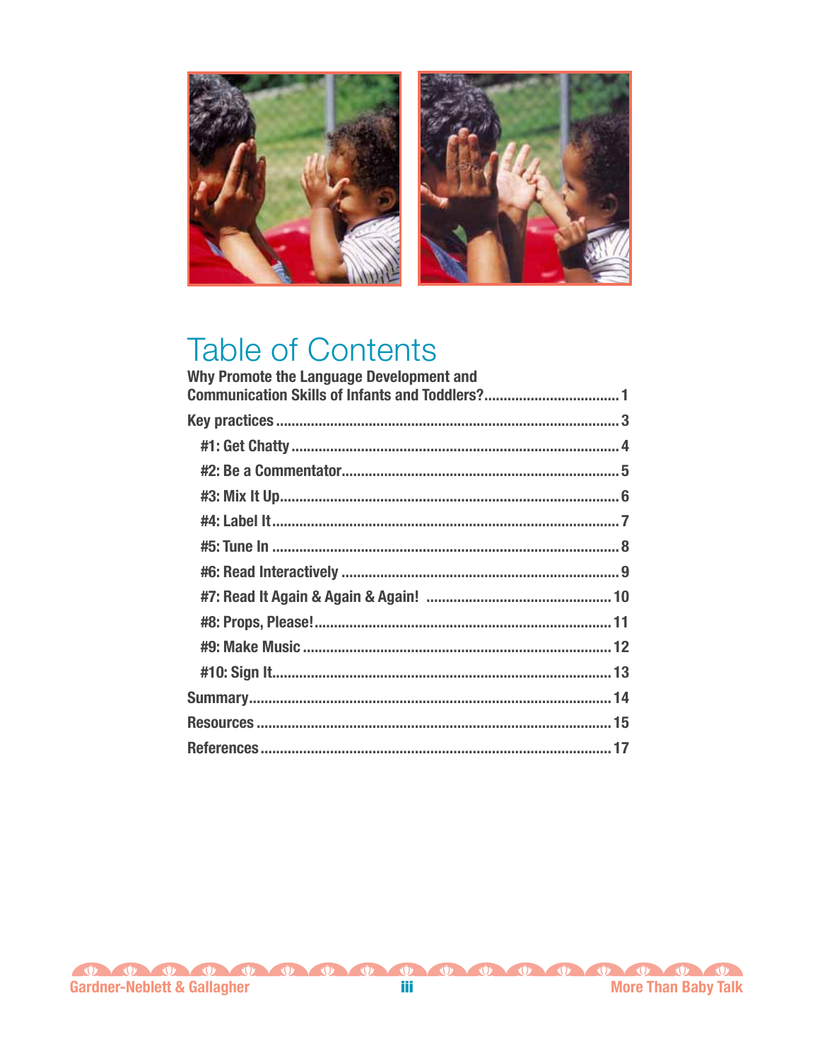# Table of Contents

Why Promote the Language Development and Communication Skills of Infants and Toddlers? .......... 1

Key practices .......... 3

- #1: Get Chatty .......... 4
- #2: Be a Commentator .......... 5
- #3: Mix It Up .......... 6
- #4: Label It .......... 7
- #5: Tune In .......... 8
- #6: Read Interactively .......... 9
- #7: Read It Again & Again & Again! .......... 10
- #8: Props, Please! .......... 11
- #9: Make Music .......... 12
- #10: Sign It .......... 13

Summary .......... 14

Resources .......... 15

References .......... 17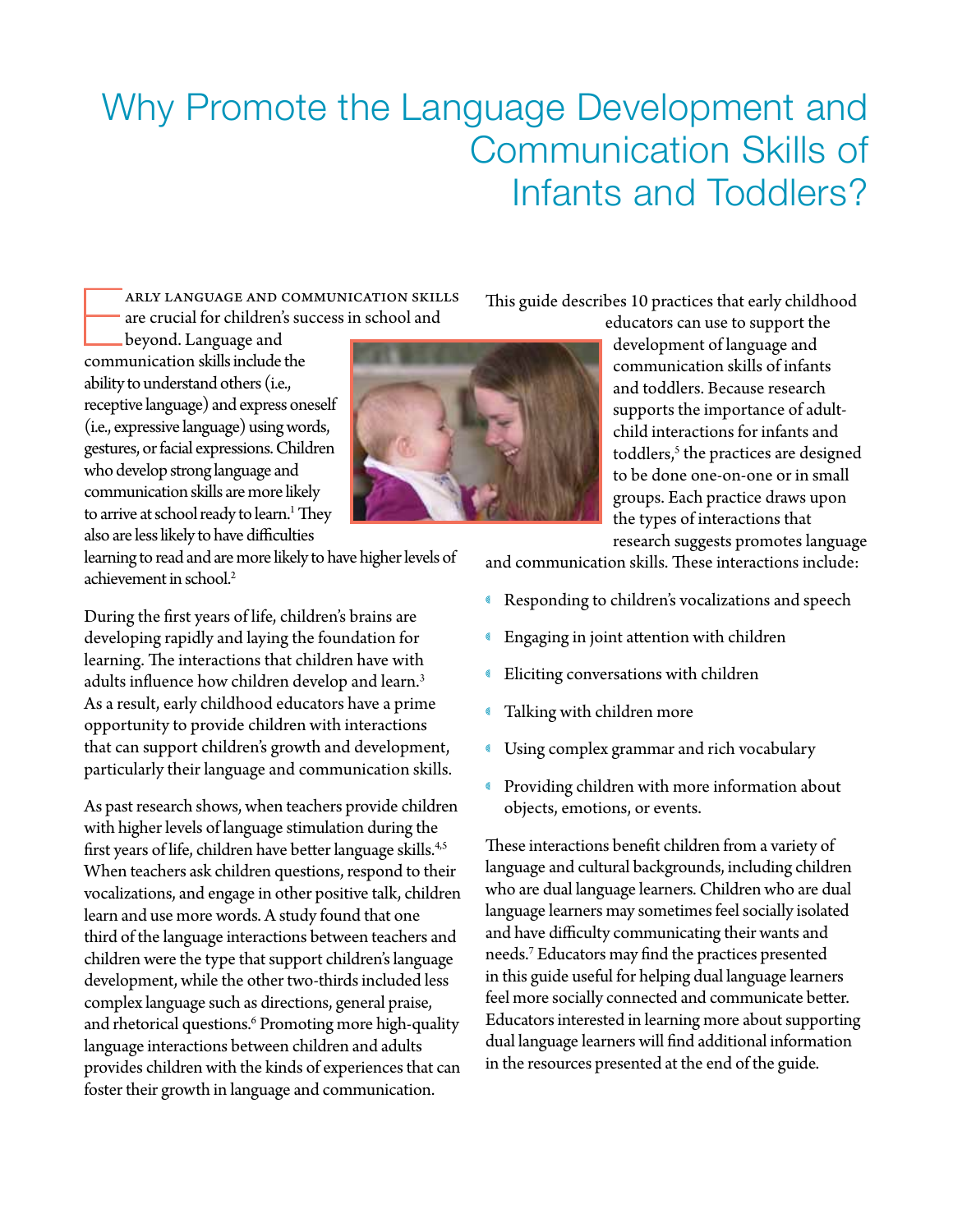# Why Promote the Language Development and Communication Skills of Infants and Toddlers?

Early language and communication skills are crucial for children's success in school and beyond. Language and communication skills include the ability to understand others (i.e., receptive language) and express oneself (i.e., expressive language) using words, gestures, or facial expressions. Children who develop strong language and communication skills are more likely to arrive at school ready to learn.[1] They also are less likely to have difficulties learning to read and are more likely to have higher levels of achievement in school.[2]

During the first years of life, children's brains are developing rapidly and laying the foundation for learning. The interactions that children have with adults influence how children develop and learn.[3] As a result, early childhood educators have a prime opportunity to provide children with interactions that can support children's growth and development, particularly their language and communication skills.

As past research shows, when teachers provide children with higher levels of language stimulation during the first years of life, children have better language skills.[4,5] When teachers ask children questions, respond to their vocalizations, and engage in other positive talk, children learn and use more words. A study found that one third of the language interactions between teachers and children were the type that support children's language development, while the other two-thirds included less complex language such as directions, general praise, and rhetorical questions.[6] Promoting more high-quality language interactions between children and adults provides children with the kinds of experiences that can foster their growth in language and communication.

This guide describes 10 practices that early childhood educators can use to support the development of language and communication skills of infants and toddlers. Because research supports the importance of adult-child interactions for infants and toddlers,[5] the practices are designed to be done one-on-one or in small groups. Each practice draws upon the types of interactions that research suggests promotes language and communication skills. These interactions include:

- Responding to children's vocalizations and speech
- Engaging in joint attention with children
- Eliciting conversations with children
- Talking with children more
- Using complex grammar and rich vocabulary
- Providing children with more information about objects, emotions, or events.

These interactions benefit children from a variety of language and cultural backgrounds, including children who are dual language learners. Children who are dual language learners may sometimes feel socially isolated and have difficulty communicating their wants and needs.[7] Educators may find the practices presented in this guide useful for helping dual language learners feel more socially connected and communicate better. Educators interested in learning more about supporting dual language learners will find additional information in the resources presented at the end of the guide.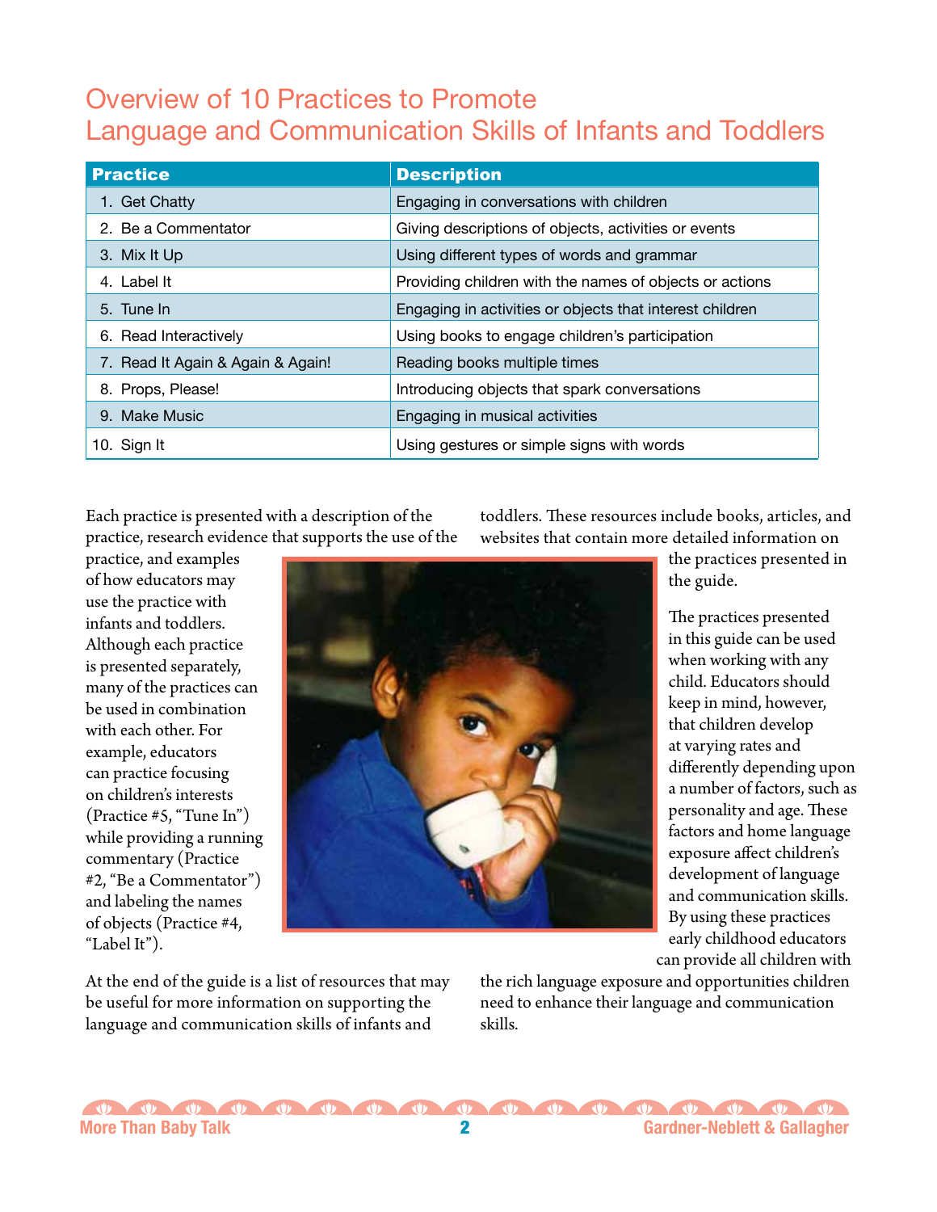# Overview of 10 Practices to Promote Language and Communication Skills of Infants and Toddlers

| Practice | Description |
|---|---|
| 1. Get Chatty | Engaging in conversations with children |
| 2. Be a Commentator | Giving descriptions of objects, activities or events |
| 3. Mix It Up | Using different types of words and grammar |
| 4. Label It | Providing children with the names of objects or actions |
| 5. Tune In | Engaging in activities or objects that interest children |
| 6. Read Interactively | Using books to engage children's participation |
| 7. Read It Again & Again & Again! | Reading books multiple times |
| 8. Props, Please! | Introducing objects that spark conversations |
| 9. Make Music | Engaging in musical activities |
| 10. Sign It | Using gestures or simple signs with words |

Each practice is presented with a description of the practice, research evidence that supports the use of the practice, and examples of how educators may use the practice with infants and toddlers. Although each practice is presented separately, many of the practices can be used in combination with each other. For example, educators can practice focusing on children's interests (Practice #5, "Tune In") while providing a running commentary (Practice #2, "Be a Commentator") and labeling the names of objects (Practice #4, "Label It").

At the end of the guide is a list of resources that may be useful for more information on supporting the language and communication skills of infants and toddlers. These resources include books, articles, and websites that contain more detailed information on the practices presented in the guide.

The practices presented in this guide can be used when working with any child. Educators should keep in mind, however, that children develop at varying rates and differently depending upon a number of factors, such as personality and age. These factors and home language exposure affect children's development of language and communication skills. By using these practices early childhood educators can provide all children with the rich language exposure and opportunities children need to enhance their language and communication skills.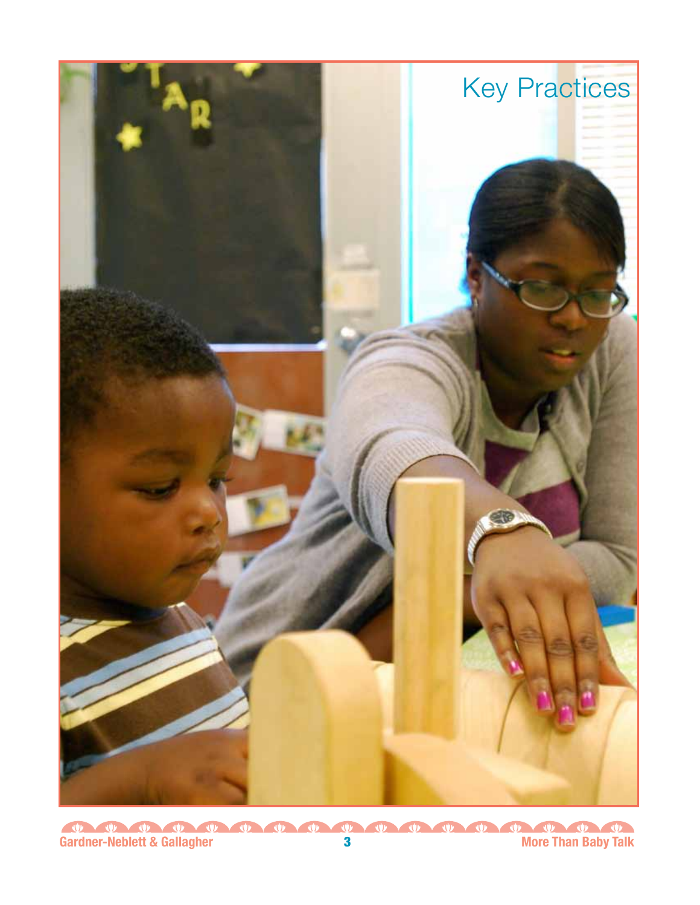# Key Practices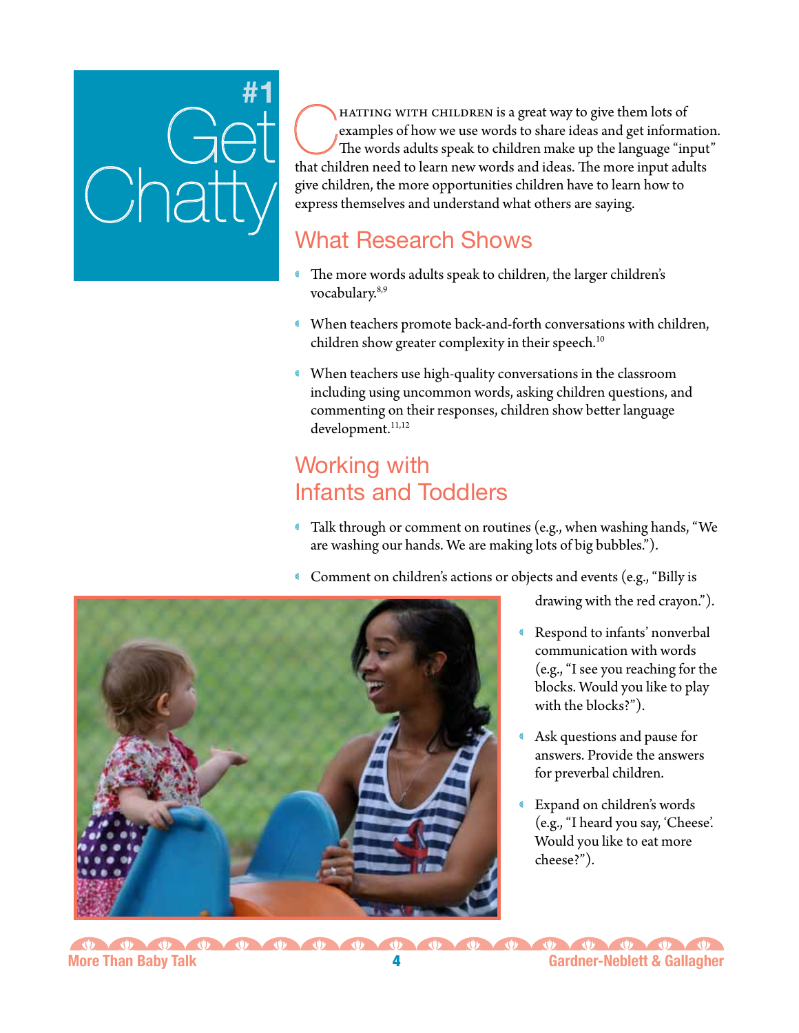# #1 Get Chatty

Chatting with children is a great way to give them lots of examples of how we use words to share ideas and get information. The words adults speak to children make up the language "input" that children need to learn new words and ideas. The more input adults give children, the more opportunities children have to learn how to express themselves and understand what others are saying.

## What Research Shows

- The more words adults speak to children, the larger children's vocabulary.[8,9]
- When teachers promote back-and-forth conversations with children, children show greater complexity in their speech.[10]
- When teachers use high-quality conversations in the classroom including using uncommon words, asking children questions, and commenting on their responses, children show better language development.[11,12]

## Working with Infants and Toddlers

- Talk through or comment on routines (e.g., when washing hands, "We are washing our hands. We are making lots of big bubbles.").
- Comment on children's actions or objects and events (e.g., "Billy is drawing with the red crayon.").
- Respond to infants' nonverbal communication with words (e.g., "I see you reaching for the blocks. Would you like to play with the blocks?").
- Ask questions and pause for answers. Provide the answers for preverbal children.
- Expand on children's words (e.g., "I heard you say, 'Cheese'. Would you like to eat more cheese?").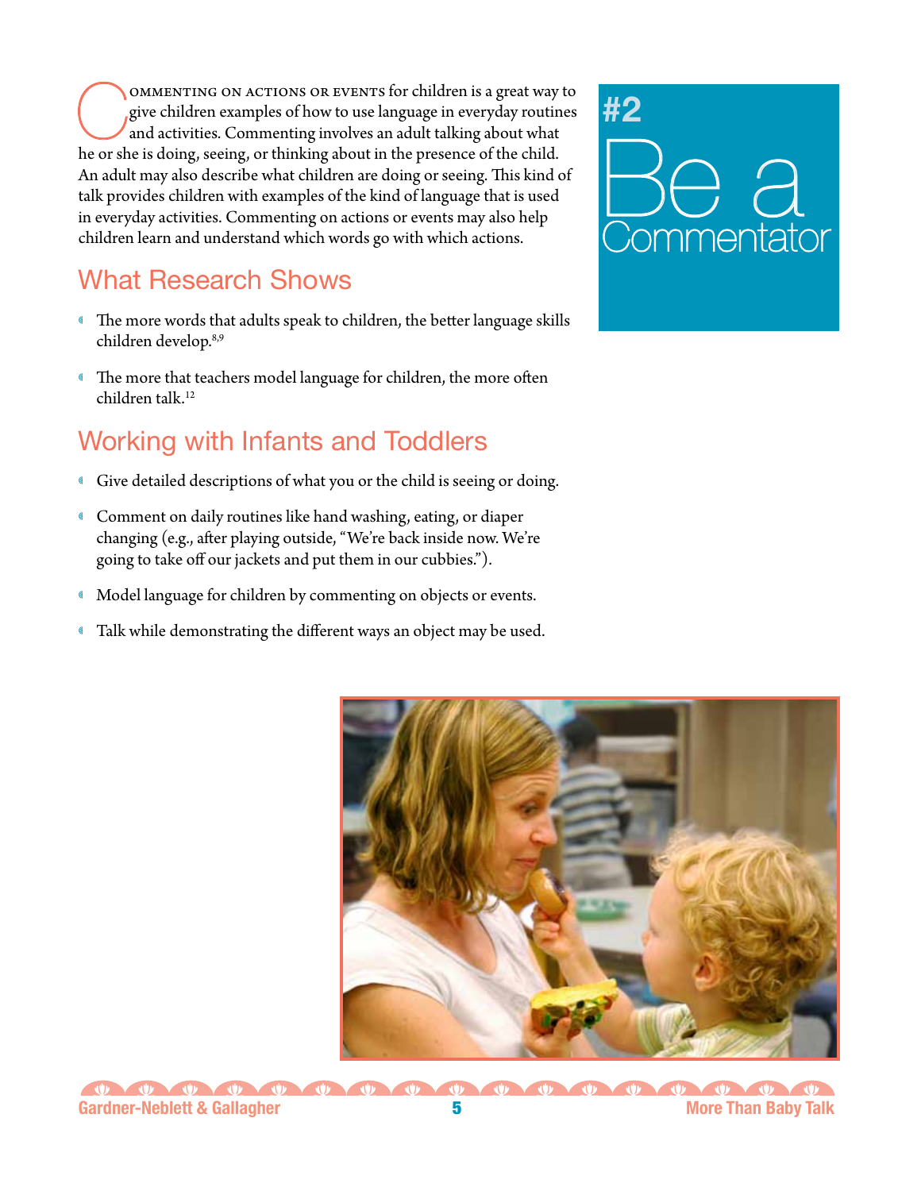# #2 Be a Commentator

Commenting on actions or events for children is a great way to give children examples of how to use language in everyday routines and activities. Commenting involves an adult talking about what he or she is doing, seeing, or thinking about in the presence of the child. An adult may also describe what children are doing or seeing. This kind of talk provides children with examples of the kind of language that is used in everyday activities. Commenting on actions or events may also help children learn and understand which words go with which actions.

## What Research Shows

- The more words that adults speak to children, the better language skills children develop.[8,9]
- The more that teachers model language for children, the more often children talk.[12]

## Working with Infants and Toddlers

- Give detailed descriptions of what you or the child is seeing or doing.
- Comment on daily routines like hand washing, eating, or diaper changing (e.g., after playing outside, "We're back inside now. We're going to take off our jackets and put them in our cubbies.").
- Model language for children by commenting on objects or events.
- Talk while demonstrating the different ways an object may be used.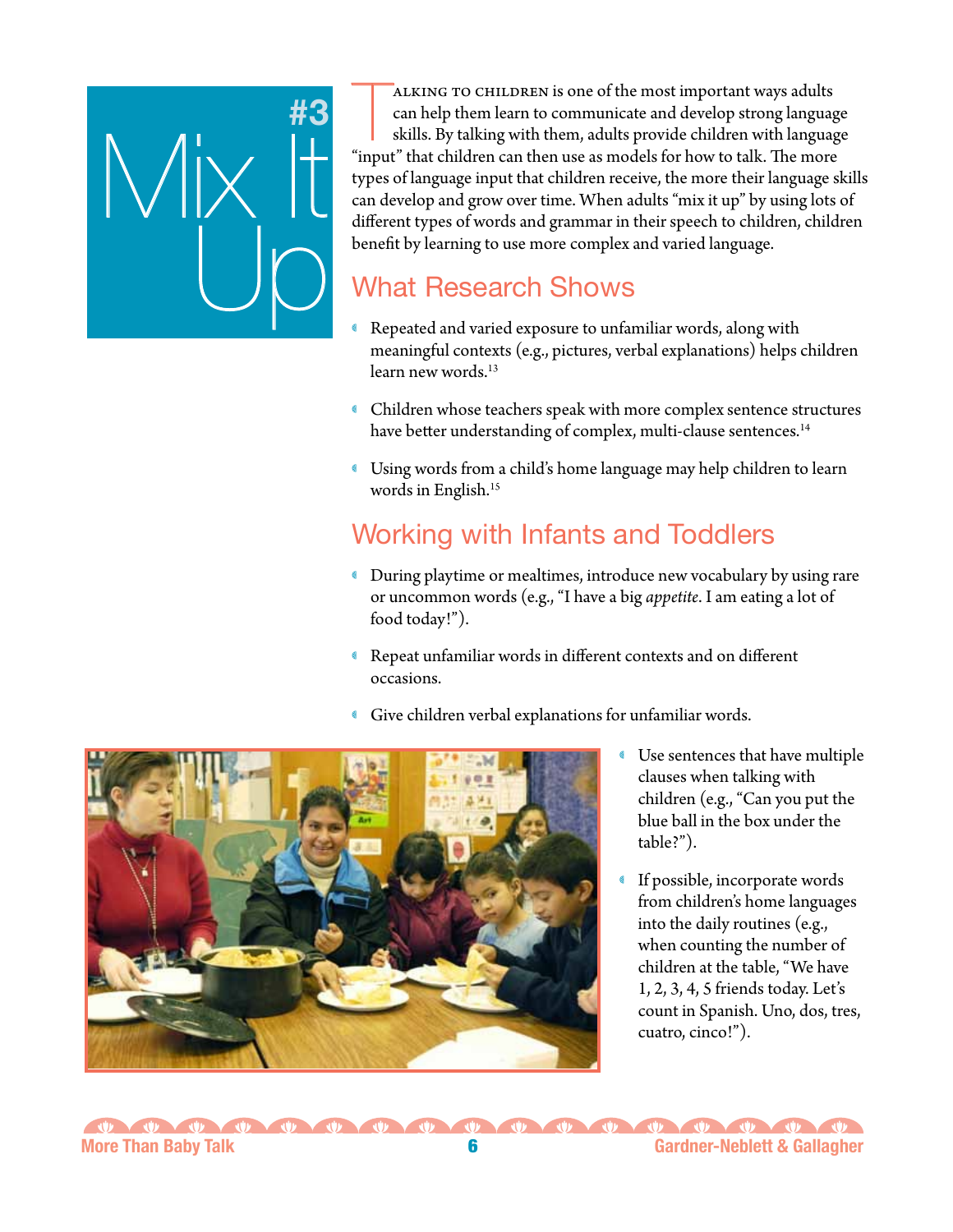# #3 Mix It Up

TALKING TO CHILDREN is one of the most important ways adults can help them learn to communicate and develop strong language skills. By talking with them, adults provide children with language "input" that children can then use as models for how to talk. The more types of language input that children receive, the more their language skills can develop and grow over time. When adults "mix it up" by using lots of different types of words and grammar in their speech to children, children benefit by learning to use more complex and varied language.

## What Research Shows

- Repeated and varied exposure to unfamiliar words, along with meaningful contexts (e.g., pictures, verbal explanations) helps children learn new words.[13]
- Children whose teachers speak with more complex sentence structures have better understanding of complex, multi-clause sentences.[14]
- Using words from a child's home language may help children to learn words in English.[15]

## Working with Infants and Toddlers

- During playtime or mealtimes, introduce new vocabulary by using rare or uncommon words (e.g., "I have a big *appetite*. I am eating a lot of food today!").
- Repeat unfamiliar words in different contexts and on different occasions.
- Give children verbal explanations for unfamiliar words.
- Use sentences that have multiple clauses when talking with children (e.g., "Can you put the blue ball in the box under the table?").
- If possible, incorporate words from children's home languages into the daily routines (e.g., when counting the number of children at the table, "We have 1, 2, 3, 4, 5 friends today. Let's count in Spanish. Uno, dos, tres, cuatro, cinco!").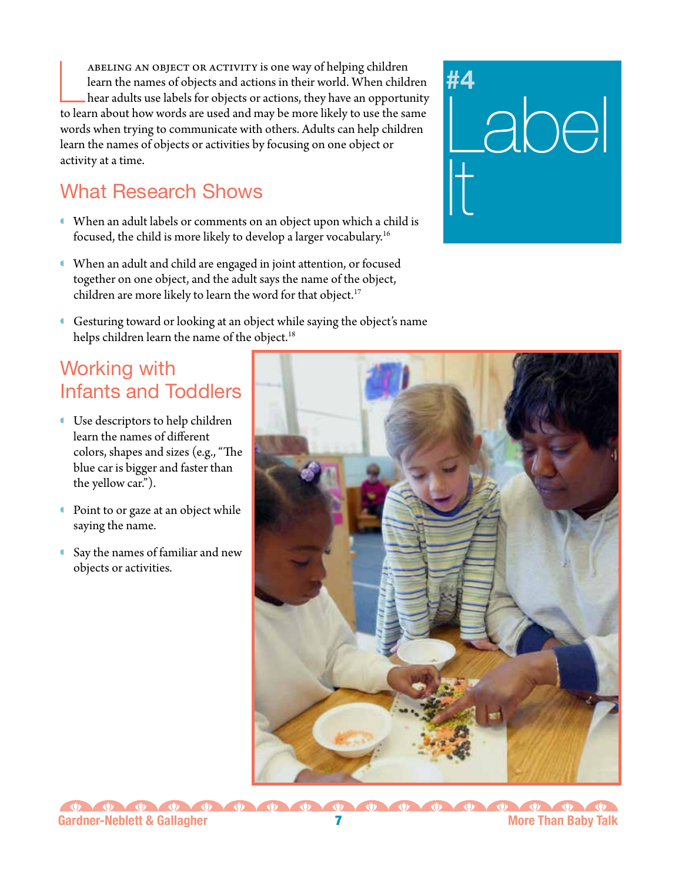# #4 Label It

Labeling an object or activity is one way of helping children learn the names of objects and actions in their world. When children hear adults use labels for objects or actions, they have an opportunity to learn about how words are used and may be more likely to use the same words when trying to communicate with others. Adults can help children learn the names of objects or activities by focusing on one object or activity at a time.

## What Research Shows

- When an adult labels or comments on an object upon which a child is focused, the child is more likely to develop a larger vocabulary.[16]
- When an adult and child are engaged in joint attention, or focused together on one object, and the adult says the name of the object, children are more likely to learn the word for that object.[17]
- Gesturing toward or looking at an object while saying the object's name helps children learn the name of the object.[18]

## Working with Infants and Toddlers

- Use descriptors to help children learn the names of different colors, shapes and sizes (e.g., "The blue car is bigger and faster than the yellow car.").
- Point to or gaze at an object while saying the name.
- Say the names of familiar and new objects or activities.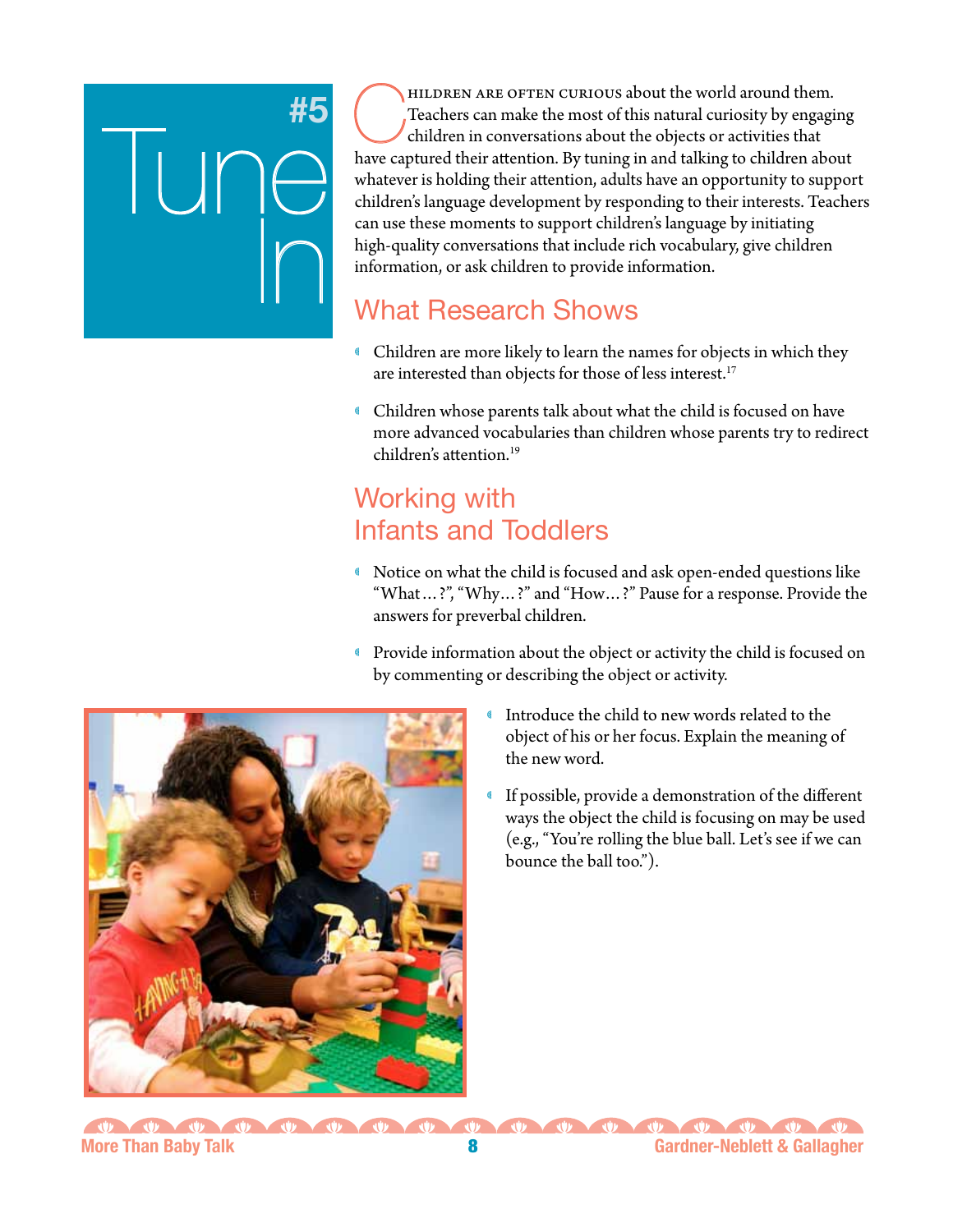# #5 Tune In

Children are often curious about the world around them. Teachers can make the most of this natural curiosity by engaging children in conversations about the objects or activities that have captured their attention. By tuning in and talking to children about whatever is holding their attention, adults have an opportunity to support children's language development by responding to their interests. Teachers can use these moments to support children's language by initiating high-quality conversations that include rich vocabulary, give children information, or ask children to provide information.

## What Research Shows

- Children are more likely to learn the names for objects in which they are interested than objects for those of less interest.[17]
- Children whose parents talk about what the child is focused on have more advanced vocabularies than children whose parents try to redirect children's attention.[19]

## Working with Infants and Toddlers

- Notice on what the child is focused and ask open-ended questions like "What…?", "Why…?" and "How…?" Pause for a response. Provide the answers for preverbal children.
- Provide information about the object or activity the child is focused on by commenting or describing the object or activity.
- Introduce the child to new words related to the object of his or her focus. Explain the meaning of the new word.
- If possible, provide a demonstration of the different ways the object the child is focusing on may be used (e.g., "You're rolling the blue ball. Let's see if we can bounce the ball too.").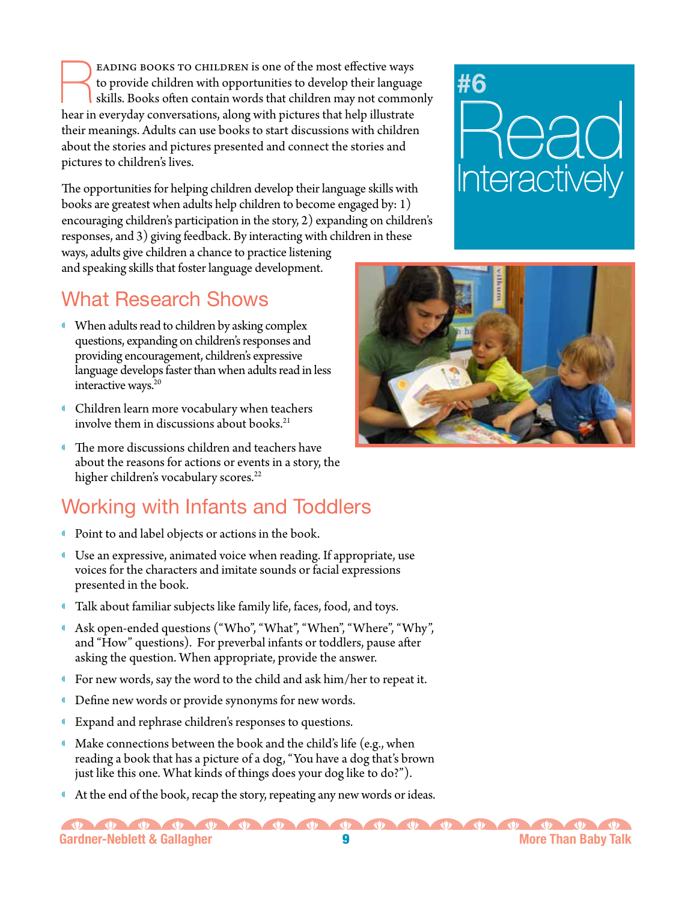# #6 Read Interactively

Reading books to children is one of the most effective ways to provide children with opportunities to develop their language skills. Books often contain words that children may not commonly hear in everyday conversations, along with pictures that help illustrate their meanings. Adults can use books to start discussions with children about the stories and pictures presented and connect the stories and pictures to children's lives.

The opportunities for helping children develop their language skills with books are greatest when adults help children to become engaged by: 1) encouraging children's participation in the story, 2) expanding on children's responses, and 3) giving feedback. By interacting with children in these ways, adults give children a chance to practice listening and speaking skills that foster language development.

## What Research Shows

- When adults read to children by asking complex questions, expanding on children's responses and providing encouragement, children's expressive language develops faster than when adults read in less interactive ways.[20]
- Children learn more vocabulary when teachers involve them in discussions about books.[21]
- The more discussions children and teachers have about the reasons for actions or events in a story, the higher children's vocabulary scores.[22]

## Working with Infants and Toddlers

- Point to and label objects or actions in the book.
- Use an expressive, animated voice when reading. If appropriate, use voices for the characters and imitate sounds or facial expressions presented in the book.
- Talk about familiar subjects like family life, faces, food, and toys.
- Ask open-ended questions ("Who", "What", "When", "Where", "Why", and "How" questions). For preverbal infants or toddlers, pause after asking the question. When appropriate, provide the answer.
- For new words, say the word to the child and ask him/her to repeat it.
- Define new words or provide synonyms for new words.
- Expand and rephrase children's responses to questions.
- Make connections between the book and the child's life (e.g., when reading a book that has a picture of a dog, "You have a dog that's brown just like this one. What kinds of things does your dog like to do?").
- At the end of the book, recap the story, repeating any new words or ideas.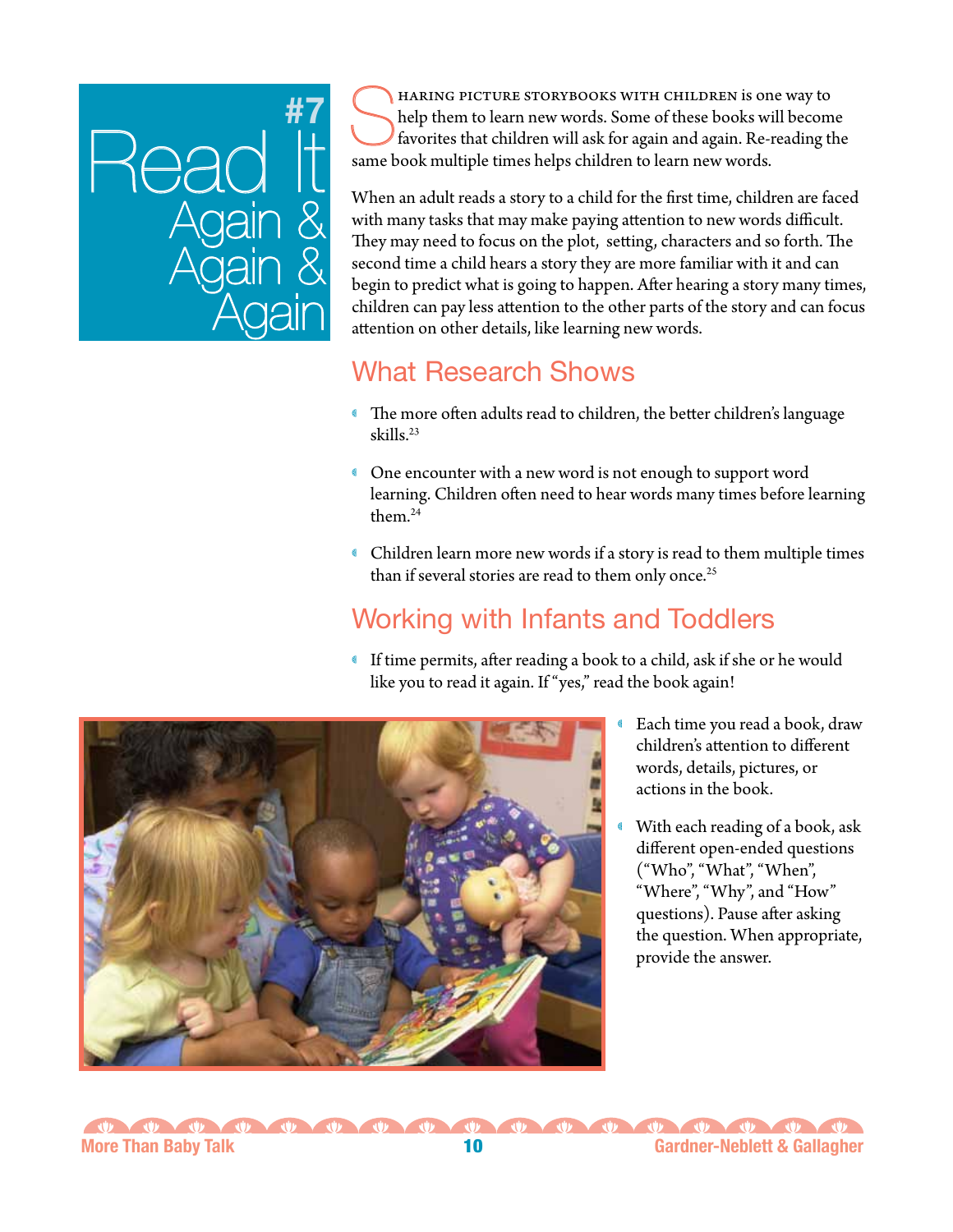# #7 Read It Again & Again & Again

Sharing picture storybooks with children is one way to help them to learn new words. Some of these books will become favorites that children will ask for again and again. Re-reading the same book multiple times helps children to learn new words.

When an adult reads a story to a child for the first time, children are faced with many tasks that may make paying attention to new words difficult. They may need to focus on the plot, setting, characters and so forth. The second time a child hears a story they are more familiar with it and can begin to predict what is going to happen. After hearing a story many times, children can pay less attention to the other parts of the story and can focus attention on other details, like learning new words.

## What Research Shows

- The more often adults read to children, the better children's language skills.[23]
- One encounter with a new word is not enough to support word learning. Children often need to hear words many times before learning them.[24]
- Children learn more new words if a story is read to them multiple times than if several stories are read to them only once.[25]

## Working with Infants and Toddlers

- If time permits, after reading a book to a child, ask if she or he would like you to read it again. If "yes," read the book again!
- Each time you read a book, draw children's attention to different words, details, pictures, or actions in the book.
- With each reading of a book, ask different open-ended questions ("Who", "What", "When", "Where", "Why", and "How" questions). Pause after asking the question. When appropriate, provide the answer.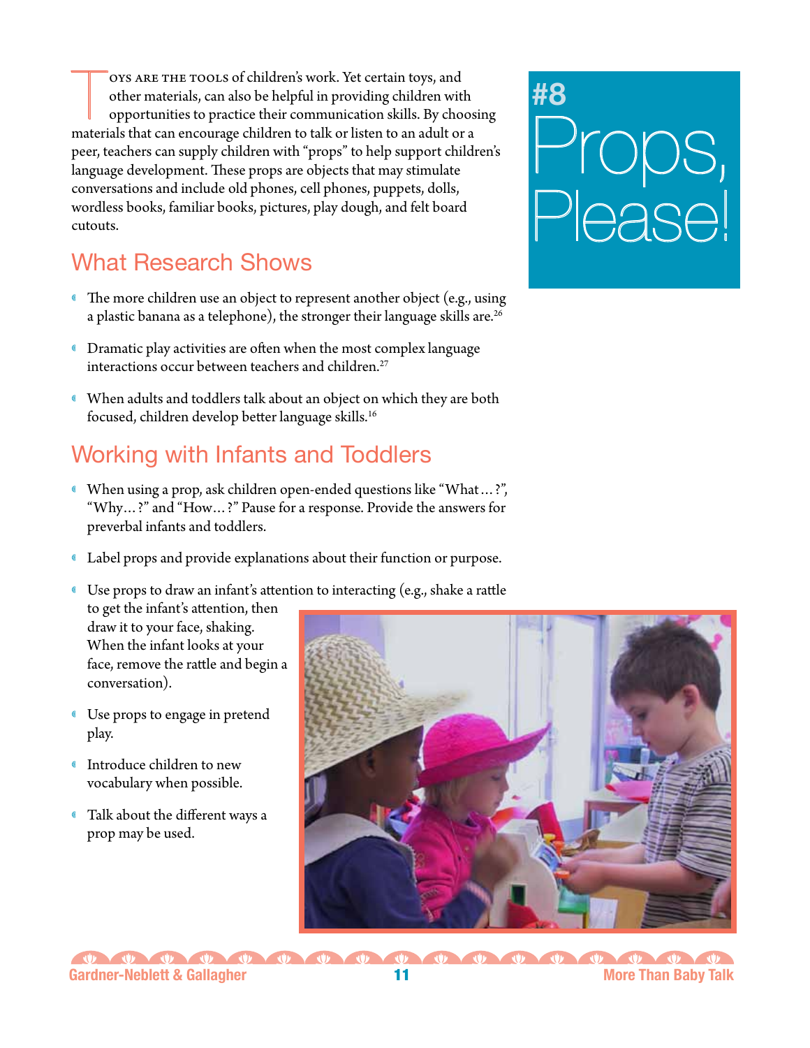# #8 Props, Please!

Toys are the tools of children's work. Yet certain toys, and other materials, can also be helpful in providing children with opportunities to practice their communication skills. By choosing materials that can encourage children to talk or listen to an adult or a peer, teachers can supply children with "props" to help support children's language development. These props are objects that may stimulate conversations and include old phones, cell phones, puppets, dolls, wordless books, familiar books, pictures, play dough, and felt board cutouts.

## What Research Shows

- The more children use an object to represent another object (e.g., using a plastic banana as a telephone), the stronger their language skills are.[26]
- Dramatic play activities are often when the most complex language interactions occur between teachers and children.[27]
- When adults and toddlers talk about an object on which they are both focused, children develop better language skills.[16]

## Working with Infants and Toddlers

- When using a prop, ask children open-ended questions like "What…?", "Why…?" and "How…?" Pause for a response. Provide the answers for preverbal infants and toddlers.
- Label props and provide explanations about their function or purpose.
- Use props to draw an infant's attention to interacting (e.g., shake a rattle to get the infant's attention, then draw it to your face, shaking. When the infant looks at your face, remove the rattle and begin a conversation).
- Use props to engage in pretend play.
- Introduce children to new vocabulary when possible.
- Talk about the different ways a prop may be used.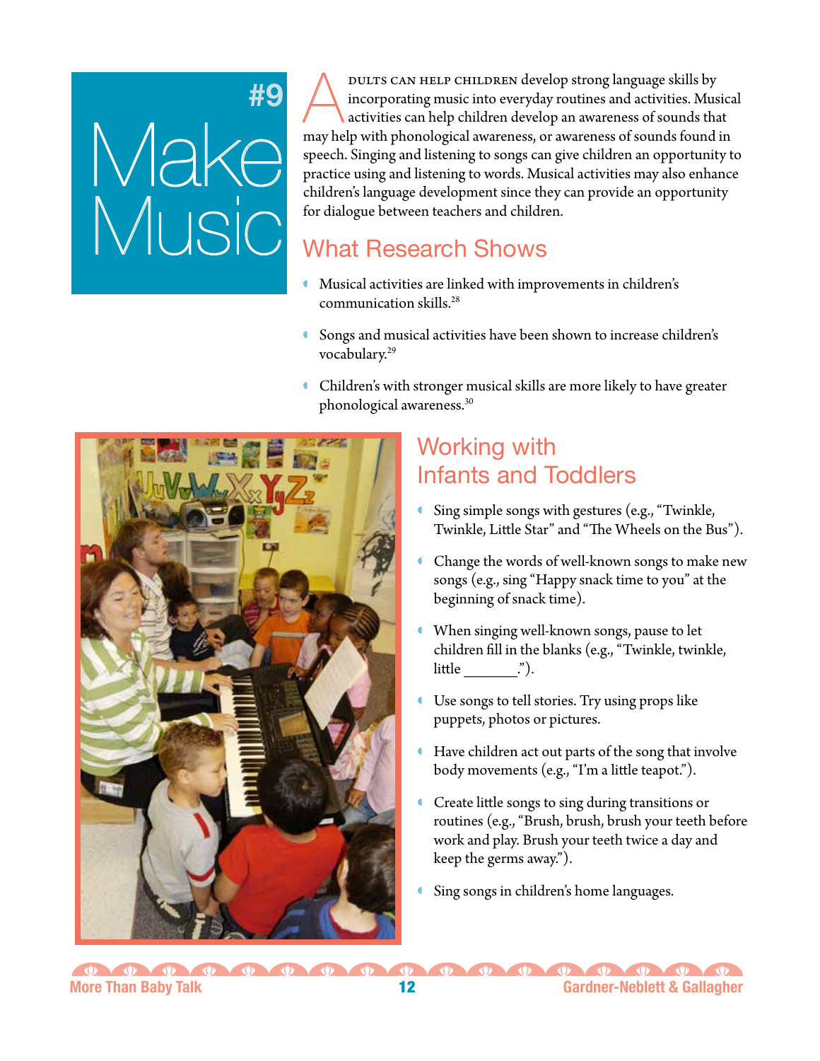# #9 Make Music

Adults can help children develop strong language skills by incorporating music into everyday routines and activities. Musical activities can help children develop an awareness of sounds that may help with phonological awareness, or awareness of sounds found in speech. Singing and listening to songs can give children an opportunity to practice using and listening to words. Musical activities may also enhance children's language development since they can provide an opportunity for dialogue between teachers and children.

## What Research Shows

- Musical activities are linked with improvements in children's communication skills.[28]
- Songs and musical activities have been shown to increase children's vocabulary.[29]
- Children's with stronger musical skills are more likely to have greater phonological awareness.[30]

## Working with Infants and Toddlers

- Sing simple songs with gestures (e.g., "Twinkle, Twinkle, Little Star" and "The Wheels on the Bus").
- Change the words of well-known songs to make new songs (e.g., sing "Happy snack time to you" at the beginning of snack time).
- When singing well-known songs, pause to let children fill in the blanks (e.g., "Twinkle, twinkle, little _______.").
- Use songs to tell stories. Try using props like puppets, photos or pictures.
- Have children act out parts of the song that involve body movements (e.g., "I'm a little teapot.").
- Create little songs to sing during transitions or routines (e.g., "Brush, brush, brush your teeth before work and play. Brush your teeth twice a day and keep the germs away.").
- Sing songs in children's home languages.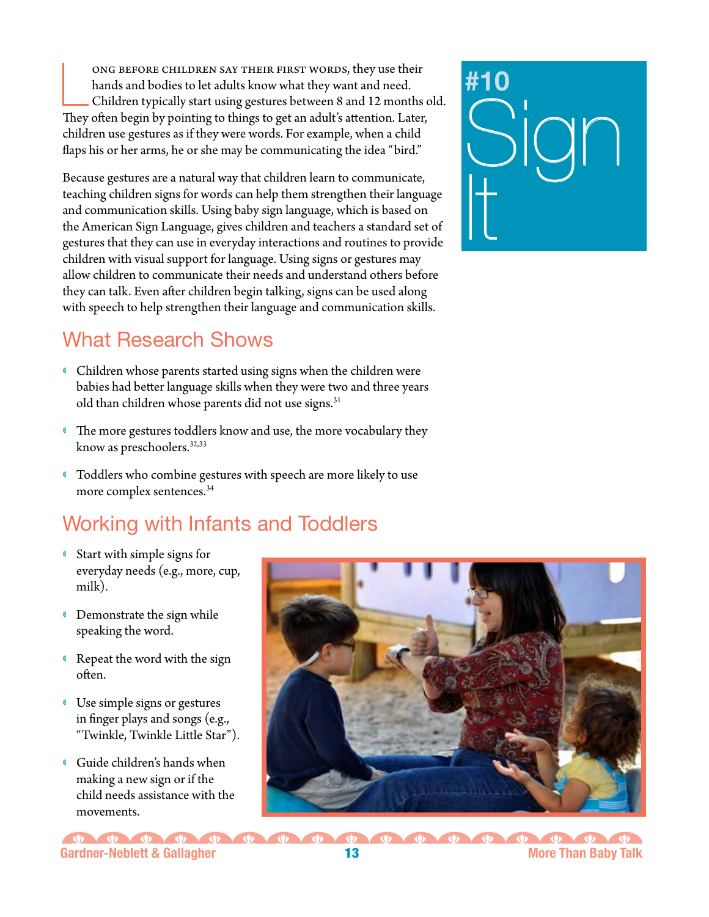# #10 Sign It

Long before children say their first words, they use their hands and bodies to let adults know what they want and need. Children typically start using gestures between 8 and 12 months old. They often begin by pointing to things to get an adult's attention. Later, children use gestures as if they were words. For example, when a child flaps his or her arms, he or she may be communicating the idea "bird."

Because gestures are a natural way that children learn to communicate, teaching children signs for words can help them strengthen their language and communication skills. Using baby sign language, which is based on the American Sign Language, gives children and teachers a standard set of gestures that they can use in everyday interactions and routines to provide children with visual support for language. Using signs or gestures may allow children to communicate their needs and understand others before they can talk. Even after children begin talking, signs can be used along with speech to help strengthen their language and communication skills.

## What Research Shows

- Children whose parents started using signs when the children were babies had better language skills when they were two and three years old than children whose parents did not use signs.[31]
- The more gestures toddlers know and use, the more vocabulary they know as preschoolers.[32,33]
- Toddlers who combine gestures with speech are more likely to use more complex sentences.[34]

## Working with Infants and Toddlers

- Start with simple signs for everyday needs (e.g., more, cup, milk).
- Demonstrate the sign while speaking the word.
- Repeat the word with the sign often.
- Use simple signs or gestures in finger plays and songs (e.g., "Twinkle, Twinkle Little Star").
- Guide children's hands when making a new sign or if the child needs assistance with the movements.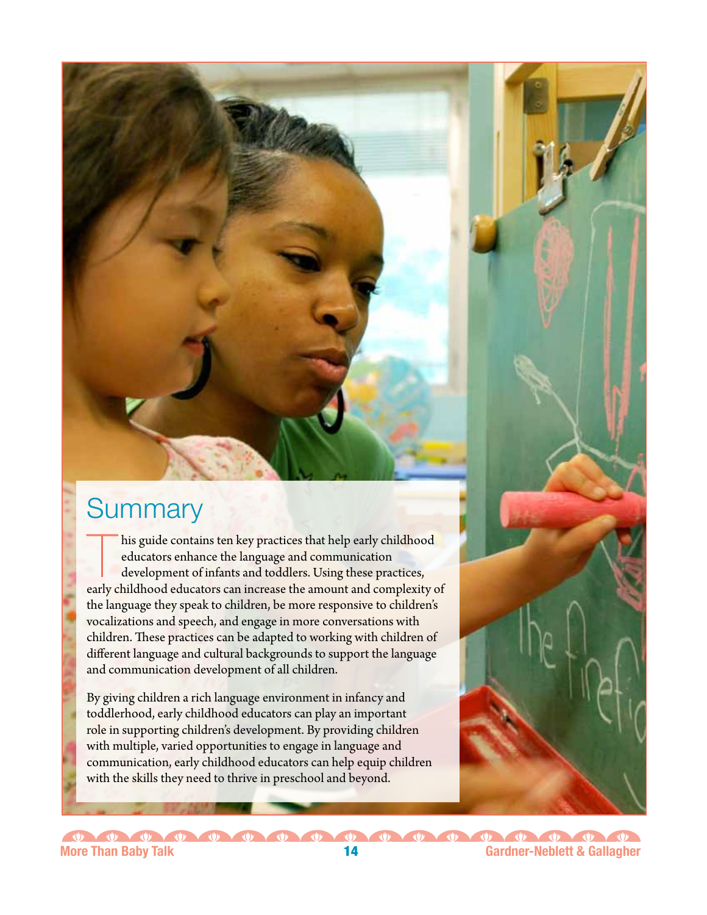## Summary

This guide contains ten key practices that help early childhood educators enhance the language and communication development of infants and toddlers. Using these practices, early childhood educators can increase the amount and complexity of the language they speak to children, be more responsive to children's vocalizations and speech, and engage in more conversations with children. These practices can be adapted to working with children of different language and cultural backgrounds to support the language and communication development of all children.

By giving children a rich language environment in infancy and toddlerhood, early childhood educators can play an important role in supporting children's development. By providing children with multiple, varied opportunities to engage in language and communication, early childhood educators can help equip children with the skills they need to thrive in preschool and beyond.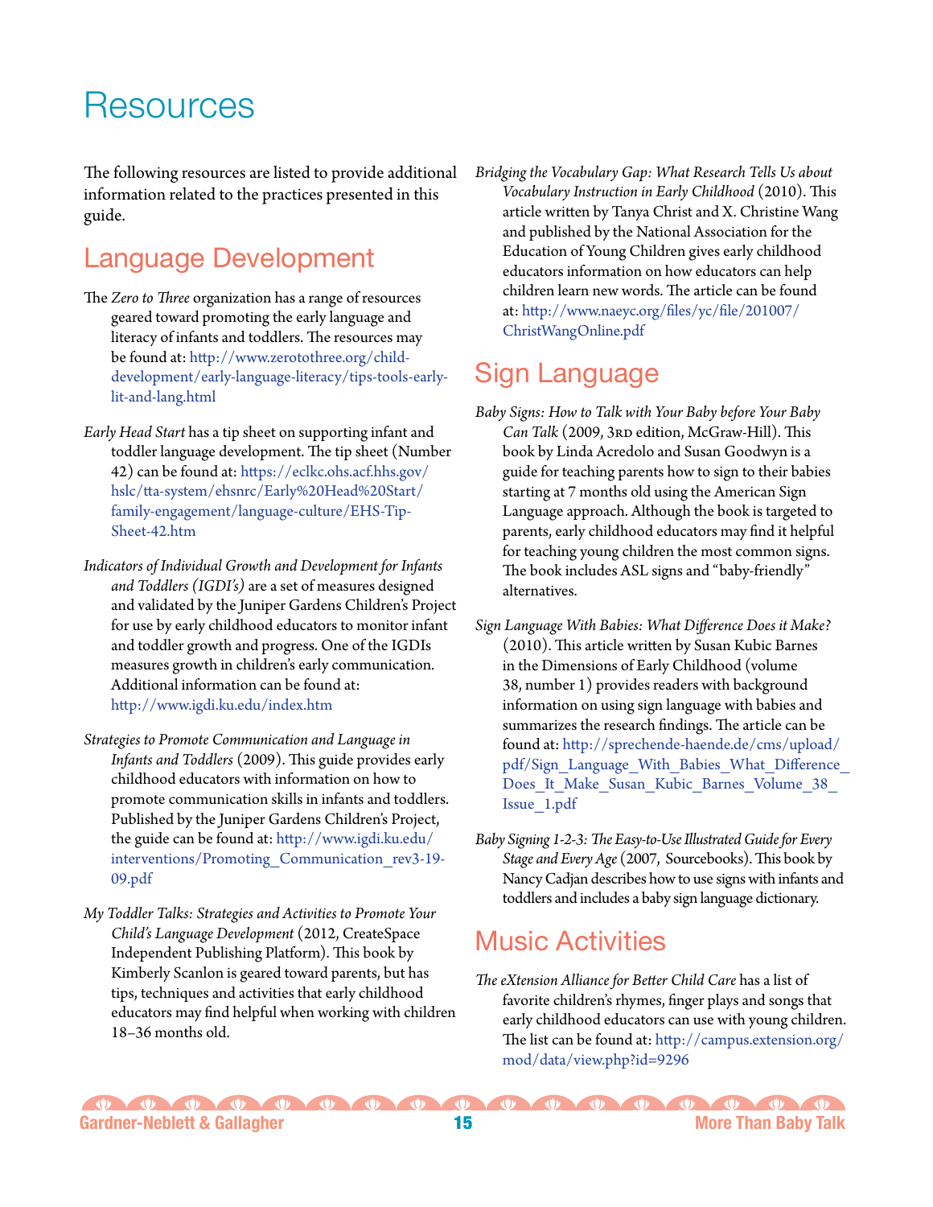# Resources

The following resources are listed to provide additional information related to the practices presented in this guide.

## Language Development

The *Zero to Three* organization has a range of resources geared toward promoting the early language and literacy of infants and toddlers. The resources may be found at: http://www.zerotothree.org/child-development/early-language-literacy/tips-tools-early-lit-and-lang.html

*Early Head Start* has a tip sheet on supporting infant and toddler language development. The tip sheet (Number 42) can be found at: https://eclkc.ohs.acf.hhs.gov/hslc/tta-system/ehsnrc/Early%20Head%20Start/family-engagement/language-culture/EHS-Tip-Sheet-42.htm

*Indicators of Individual Growth and Development for Infants and Toddlers (IGDI's)* are a set of measures designed and validated by the Juniper Gardens Children's Project for use by early childhood educators to monitor infant and toddler growth and progress. One of the IGDIs measures growth in children's early communication. Additional information can be found at: http://www.igdi.ku.edu/index.htm

*Strategies to Promote Communication and Language in Infants and Toddlers* (2009). This guide provides early childhood educators with information on how to promote communication skills in infants and toddlers. Published by the Juniper Gardens Children's Project, the guide can be found at: http://www.igdi.ku.edu/interventions/Promoting_Communication_rev3-19-09.pdf

*My Toddler Talks: Strategies and Activities to Promote Your Child's Language Development* (2012, CreateSpace Independent Publishing Platform). This book by Kimberly Scanlon is geared toward parents, but has tips, techniques and activities that early childhood educators may find helpful when working with children 18–36 months old.

*Bridging the Vocabulary Gap: What Research Tells Us about Vocabulary Instruction in Early Childhood* (2010). This article written by Tanya Christ and X. Christine Wang and published by the National Association for the Education of Young Children gives early childhood educators information on how educators can help children learn new words. The article can be found at: http://www.naeyc.org/files/yc/file/201007/ChristWangOnline.pdf

## Sign Language

*Baby Signs: How to Talk with Your Baby before Your Baby Can Talk* (2009, 3rd edition, McGraw-Hill). This book by Linda Acredolo and Susan Goodwyn is a guide for teaching parents how to sign to their babies starting at 7 months old using the American Sign Language approach. Although the book is targeted to parents, early childhood educators may find it helpful for teaching young children the most common signs. The book includes ASL signs and "baby-friendly" alternatives.

*Sign Language With Babies: What Difference Does it Make?* (2010). This article written by Susan Kubic Barnes in the Dimensions of Early Childhood (volume 38, number 1) provides readers with background information on using sign language with babies and summarizes the research findings. The article can be found at: http://sprechende-haende.de/cms/upload/pdf/Sign_Language_With_Babies_What_Difference_Does_It_Make_Susan_Kubic_Barnes_Volume_38_Issue_1.pdf

*Baby Signing 1-2-3: The Easy-to-Use Illustrated Guide for Every Stage and Every Age* (2007, Sourcebooks). This book by Nancy Cadjan describes how to use signs with infants and toddlers and includes a baby sign language dictionary.

## Music Activities

*The eXtension Alliance for Better Child Care* has a list of favorite children's rhymes, finger plays and songs that early childhood educators can use with young children. The list can be found at: http://campus.extension.org/mod/data/view.php?id=9296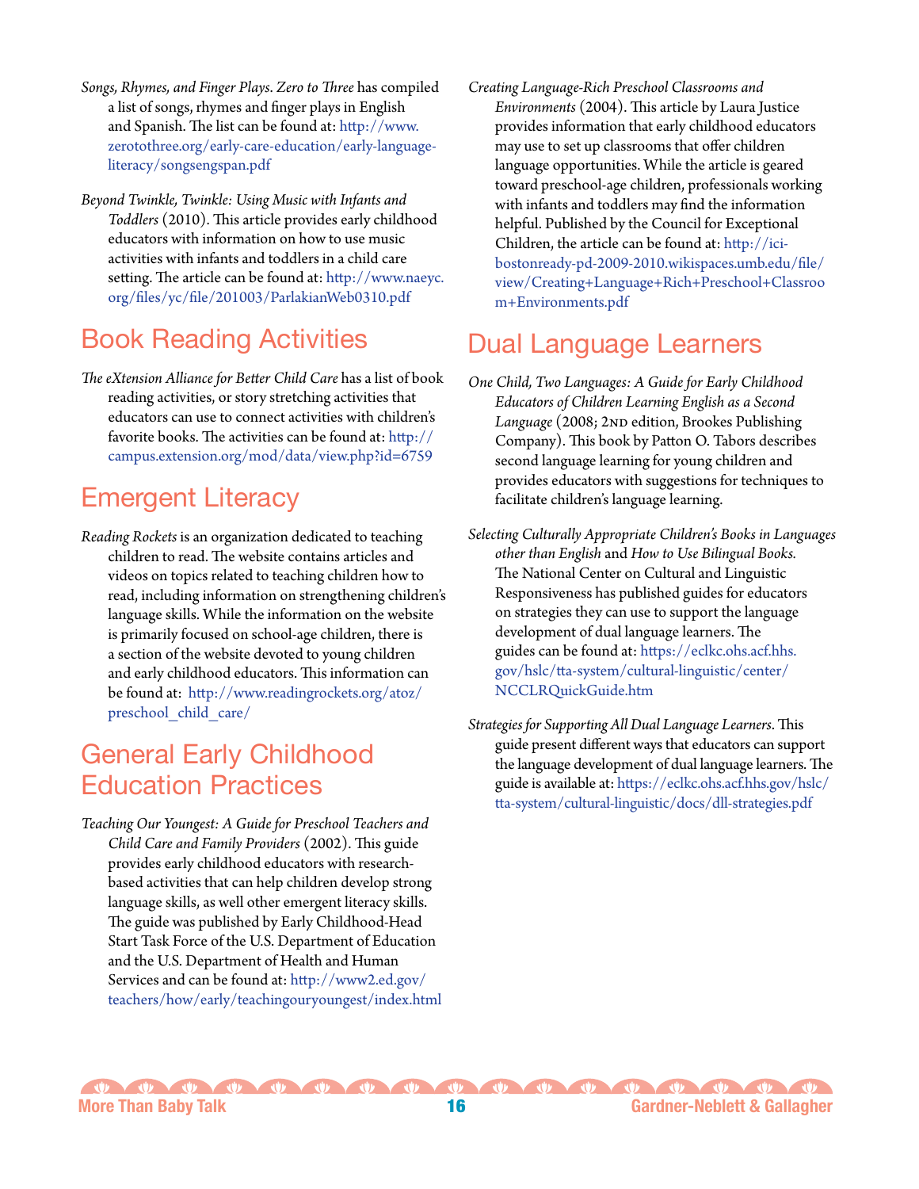*Songs, Rhymes, and Finger Plays. Zero to Three* has compiled a list of songs, rhymes and finger plays in English and Spanish. The list can be found at: http://www.zerotothree.org/early-care-education/early-language-literacy/songsengspan.pdf

*Beyond Twinkle, Twinkle: Using Music with Infants and Toddlers* (2010). This article provides early childhood educators with information on how to use music activities with infants and toddlers in a child care setting. The article can be found at: http://www.naeyc.org/files/yc/file/201003/ParlakianWeb0310.pdf

## Book Reading Activities

*The eXtension Alliance for Better Child Care* has a list of book reading activities, or story stretching activities that educators can use to connect activities with children's favorite books. The activities can be found at: http://campus.extension.org/mod/data/view.php?id=6759

## Emergent Literacy

*Reading Rockets* is an organization dedicated to teaching children to read. The website contains articles and videos on topics related to teaching children how to read, including information on strengthening children's language skills. While the information on the website is primarily focused on school-age children, there is a section of the website devoted to young children and early childhood educators. This information can be found at: http://www.readingrockets.org/atoz/preschool_child_care/

## General Early Childhood Education Practices

*Teaching Our Youngest: A Guide for Preschool Teachers and Child Care and Family Providers* (2002). This guide provides early childhood educators with research-based activities that can help children develop strong language skills, as well other emergent literacy skills. The guide was published by Early Childhood-Head Start Task Force of the U.S. Department of Education and the U.S. Department of Health and Human Services and can be found at: http://www2.ed.gov/teachers/how/early/teachingouryoungest/index.html

*Creating Language-Rich Preschool Classrooms and Environments* (2004). This article by Laura Justice provides information that early childhood educators may use to set up classrooms that offer children language opportunities. While the article is geared toward preschool-age children, professionals working with infants and toddlers may find the information helpful. Published by the Council for Exceptional Children, the article can be found at: http://ici-bostonready-pd-2009-2010.wikispaces.umb.edu/file/view/Creating+Language+Rich+Preschool+Classroom+Environments.pdf

## Dual Language Learners

*One Child, Two Languages: A Guide for Early Childhood Educators of Children Learning English as a Second Language* (2008; 2nd edition, Brookes Publishing Company). This book by Patton O. Tabors describes second language learning for young children and provides educators with suggestions for techniques to facilitate children's language learning.

*Selecting Culturally Appropriate Children's Books in Languages other than English* and *How to Use Bilingual Books.* The National Center on Cultural and Linguistic Responsiveness has published guides for educators on strategies they can use to support the language development of dual language learners. The guides can be found at: https://eclkc.ohs.acf.hhs.gov/hslc/tta-system/cultural-linguistic/center/NCCLRQuickGuide.htm

*Strategies for Supporting All Dual Language Learners*. This guide present different ways that educators can support the language development of dual language learners. The guide is available at: https://eclkc.ohs.acf.hhs.gov/hslc/tta-system/cultural-linguistic/docs/dll-strategies.pdf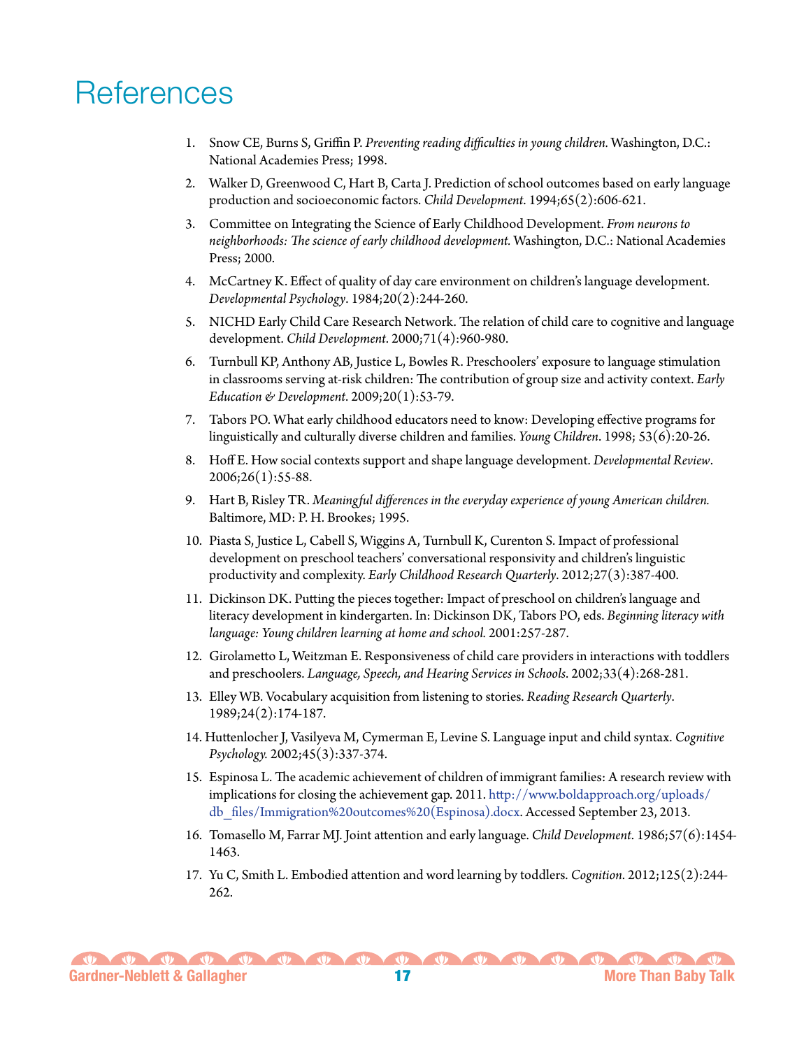# References

1. Snow CE, Burns S, Griffin P. *Preventing reading difficulties in young children.* Washington, D.C.: National Academies Press; 1998.
2. Walker D, Greenwood C, Hart B, Carta J. Prediction of school outcomes based on early language production and socioeconomic factors. *Child Development*. 1994;65(2):606-621.
3. Committee on Integrating the Science of Early Childhood Development. *From neurons to neighborhoods: The science of early childhood development.* Washington, D.C.: National Academies Press; 2000.
4. McCartney K. Effect of quality of day care environment on children's language development. *Developmental Psychology*. 1984;20(2):244-260.
5. NICHD Early Child Care Research Network. The relation of child care to cognitive and language development. *Child Development*. 2000;71(4):960-980.
6. Turnbull KP, Anthony AB, Justice L, Bowles R. Preschoolers' exposure to language stimulation in classrooms serving at-risk children: The contribution of group size and activity context. *Early Education & Development*. 2009;20(1):53-79.
7. Tabors PO. What early childhood educators need to know: Developing effective programs for linguistically and culturally diverse children and families. *Young Children*. 1998; 53(6):20-26.
8. Hoff E. How social contexts support and shape language development. *Developmental Review*. 2006;26(1):55-88.
9. Hart B, Risley TR. *Meaningful differences in the everyday experience of young American children.* Baltimore, MD: P. H. Brookes; 1995.
10. Piasta S, Justice L, Cabell S, Wiggins A, Turnbull K, Curenton S. Impact of professional development on preschool teachers' conversational responsivity and children's linguistic productivity and complexity. *Early Childhood Research Quarterly*. 2012;27(3):387-400.
11. Dickinson DK. Putting the pieces together: Impact of preschool on children's language and literacy development in kindergarten. In: Dickinson DK, Tabors PO, eds. *Beginning literacy with language: Young children learning at home and school.* 2001:257-287.
12. Girolametto L, Weitzman E. Responsiveness of child care providers in interactions with toddlers and preschoolers. *Language, Speech, and Hearing Services in Schools*. 2002;33(4):268-281.
13. Elley WB. Vocabulary acquisition from listening to stories. *Reading Research Quarterly*. 1989;24(2):174-187.
14. Huttenlocher J, Vasilyeva M, Cymerman E, Levine S. Language input and child syntax. *Cognitive Psychology.* 2002;45(3):337-374.
15. Espinosa L. The academic achievement of children of immigrant families: A research review with implications for closing the achievement gap. 2011. http://www.boldapproach.org/uploads/db_files/Immigration%20outcomes%20(Espinosa).docx. Accessed September 23, 2013.
16. Tomasello M, Farrar MJ. Joint attention and early language. *Child Development*. 1986;57(6):1454-1463.
17. Yu C, Smith L. Embodied attention and word learning by toddlers. *Cognition*. 2012;125(2):244-262.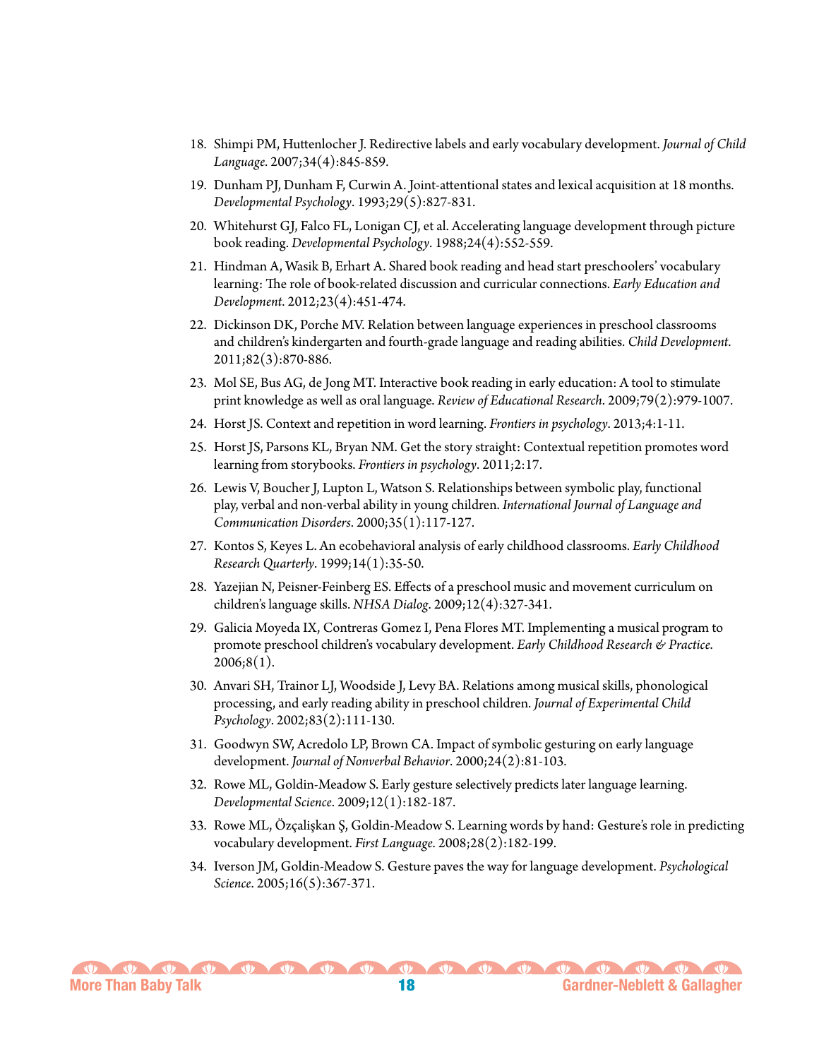18. Shimpi PM, Huttenlocher J. Redirective labels and early vocabulary development. *Journal of Child Language*. 2007;34(4):845-859.
19. Dunham PJ, Dunham F, Curwin A. Joint-attentional states and lexical acquisition at 18 months. *Developmental Psychology*. 1993;29(5):827-831.
20. Whitehurst GJ, Falco FL, Lonigan CJ, et al. Accelerating language development through picture book reading. *Developmental Psychology*. 1988;24(4):552-559.
21. Hindman A, Wasik B, Erhart A. Shared book reading and head start preschoolers' vocabulary learning: The role of book-related discussion and curricular connections. *Early Education and Development*. 2012;23(4):451-474.
22. Dickinson DK, Porche MV. Relation between language experiences in preschool classrooms and children's kindergarten and fourth-grade language and reading abilities. *Child Development*. 2011;82(3):870-886.
23. Mol SE, Bus AG, de Jong MT. Interactive book reading in early education: A tool to stimulate print knowledge as well as oral language. *Review of Educational Research*. 2009;79(2):979-1007.
24. Horst JS. Context and repetition in word learning. *Frontiers in psychology*. 2013;4:1-11.
25. Horst JS, Parsons KL, Bryan NM. Get the story straight: Contextual repetition promotes word learning from storybooks. *Frontiers in psychology*. 2011;2:17.
26. Lewis V, Boucher J, Lupton L, Watson S. Relationships between symbolic play, functional play, verbal and non-verbal ability in young children. *International Journal of Language and Communication Disorders*. 2000;35(1):117-127.
27. Kontos S, Keyes L. An ecobehavioral analysis of early childhood classrooms. *Early Childhood Research Quarterly*. 1999;14(1):35-50.
28. Yazejian N, Peisner-Feinberg ES. Effects of a preschool music and movement curriculum on children's language skills. *NHSA Dialog*. 2009;12(4):327-341.
29. Galicia Moyeda IX, Contreras Gomez I, Pena Flores MT. Implementing a musical program to promote preschool children's vocabulary development. *Early Childhood Research & Practice*. 2006;8(1).
30. Anvari SH, Trainor LJ, Woodside J, Levy BA. Relations among musical skills, phonological processing, and early reading ability in preschool children. *Journal of Experimental Child Psychology*. 2002;83(2):111-130.
31. Goodwyn SW, Acredolo LP, Brown CA. Impact of symbolic gesturing on early language development. *Journal of Nonverbal Behavior*. 2000;24(2):81-103.
32. Rowe ML, Goldin-Meadow S. Early gesture selectively predicts later language learning. *Developmental Science*. 2009;12(1):182-187.
33. Rowe ML, Özçalişkan Ş, Goldin-Meadow S. Learning words by hand: Gesture's role in predicting vocabulary development. *First Language*. 2008;28(2):182-199.
34. Iverson JM, Goldin-Meadow S. Gesture paves the way for language development. *Psychological Science*. 2005;16(5):367-371.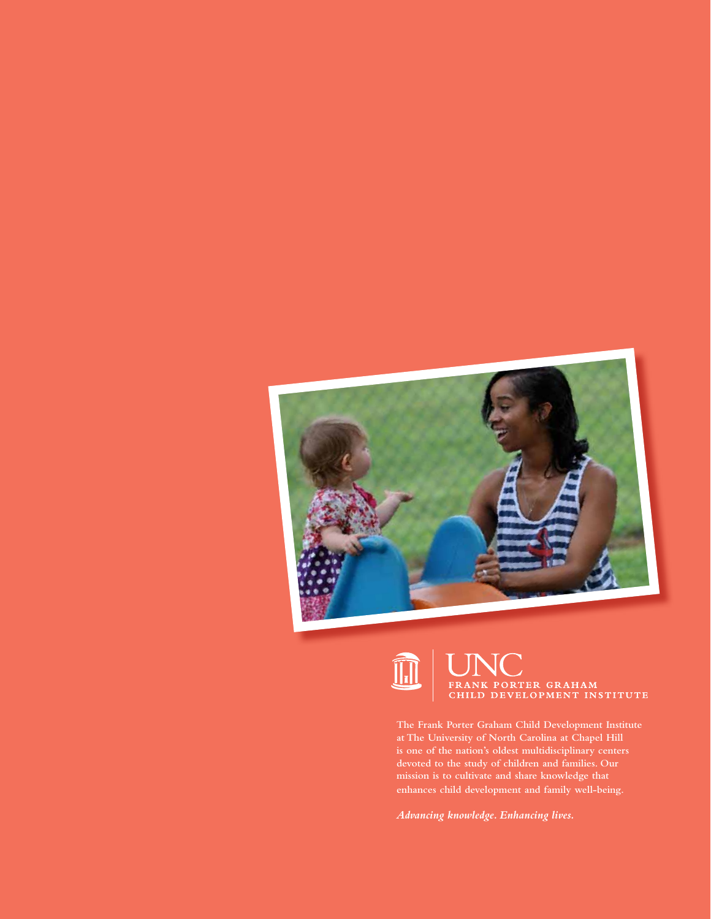UNC

FRANK PORTER GRAHAM
CHILD DEVELOPMENT INSTITUTE

The Frank Porter Graham Child Development Institute at The University of North Carolina at Chapel Hill is one of the nation's oldest multidisciplinary centers devoted to the study of children and families. Our mission is to cultivate and share knowledge that enhances child development and family well-being.

*Advancing knowledge. Enhancing lives.*